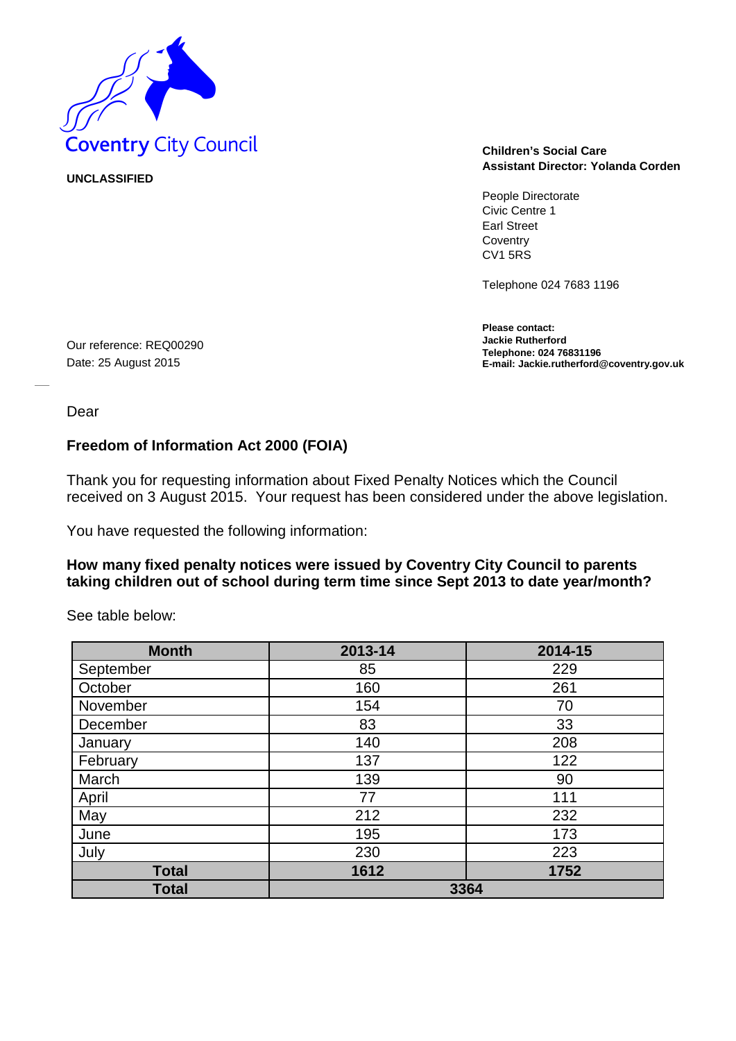Coventry City Council

**UNCLASSIFIED**

**Children's Social Care**
**Assistant Director: Yolanda Corden**

People Directorate
Civic Centre 1
Earl Street
Coventry
CV1 5RS

Telephone 024 7683 1196

**Please contact:**
**Jackie Rutherford**
**Telephone: 024 76831196**
**E-mail: Jackie.rutherford@coventry.gov.uk**

Our reference: REQ00290
Date: 25 August 2015

Dear

**Freedom of Information Act 2000 (FOIA)**

Thank you for requesting information about Fixed Penalty Notices which the Council received on 3 August 2015. Your request has been considered under the above legislation.

You have requested the following information:

**How many fixed penalty notices were issued by Coventry City Council to parents taking children out of school during term time since Sept 2013 to date year/month?**

See table below:

| Month | 2013-14 | 2014-15 |
|---|---|---|
| September | 85 | 229 |
| October | 160 | 261 |
| November | 154 | 70 |
| December | 83 | 33 |
| January | 140 | 208 |
| February | 137 | 122 |
| March | 139 | 90 |
| April | 77 | 111 |
| May | 212 | 232 |
| June | 195 | 173 |
| July | 230 | 223 |
| **Total** | **1612** | **1752** |
| **Total** | **3364** | |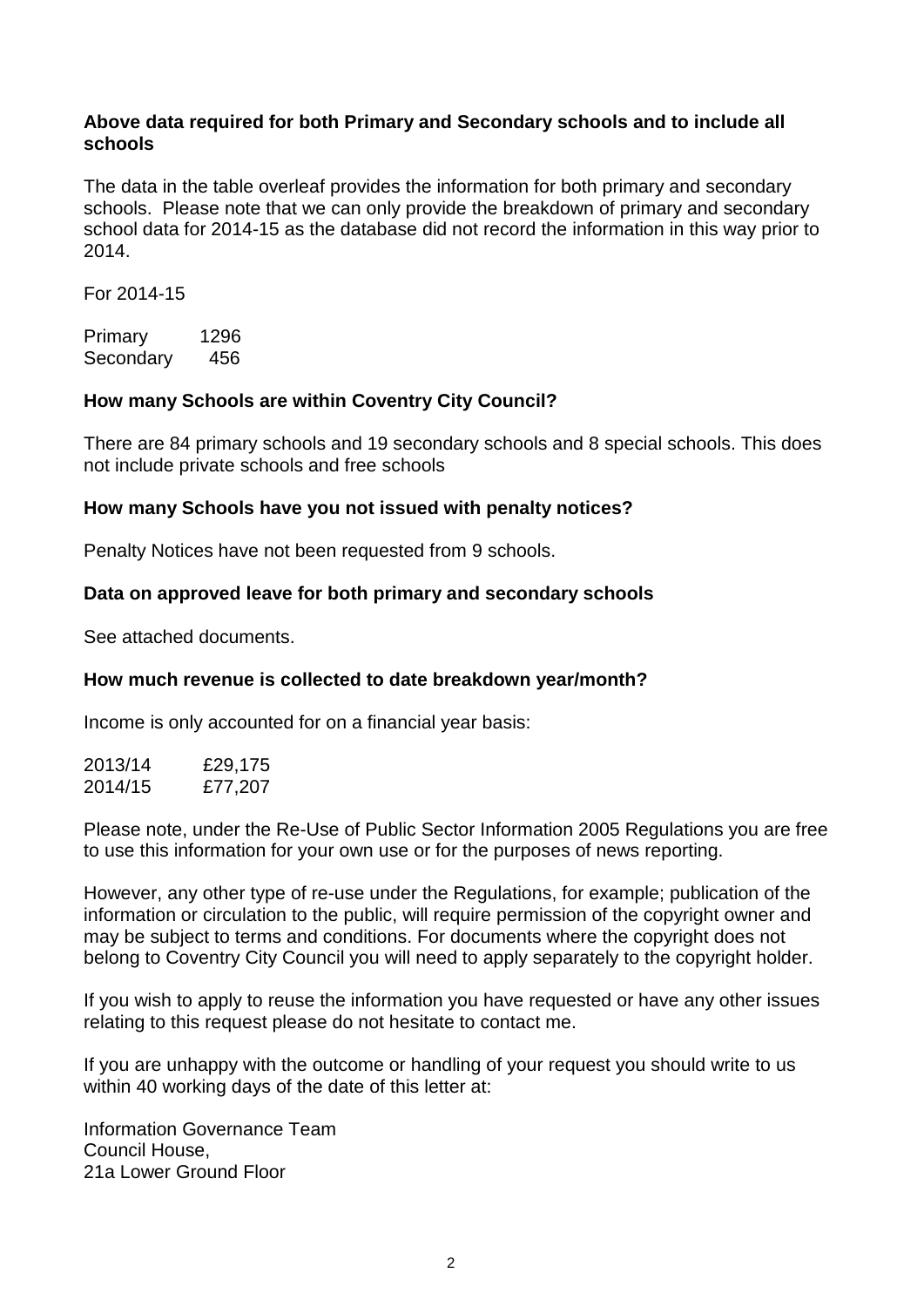**Above data required for both Primary and Secondary schools and to include all schools**

The data in the table overleaf provides the information for both primary and secondary schools. Please note that we can only provide the breakdown of primary and secondary school data for 2014-15 as the database did not record the information in this way prior to 2014.

For 2014-15

| | |
|---|---|
| Primary | 1296 |
| Secondary | 456 |

**How many Schools are within Coventry City Council?**

There are 84 primary schools and 19 secondary schools and 8 special schools. This does not include private schools and free schools

**How many Schools have you not issued with penalty notices?**

Penalty Notices have not been requested from 9 schools.

**Data on approved leave for both primary and secondary schools**

See attached documents.

**How much revenue is collected to date breakdown year/month?**

Income is only accounted for on a financial year basis:

| | |
|---|---|
| 2013/14 | £29,175 |
| 2014/15 | £77,207 |

Please note, under the Re-Use of Public Sector Information 2005 Regulations you are free to use this information for your own use or for the purposes of news reporting.

However, any other type of re-use under the Regulations, for example; publication of the information or circulation to the public, will require permission of the copyright owner and may be subject to terms and conditions. For documents where the copyright does not belong to Coventry City Council you will need to apply separately to the copyright holder.

If you wish to apply to reuse the information you have requested or have any other issues relating to this request please do not hesitate to contact me.

If you are unhappy with the outcome or handling of your request you should write to us within 40 working days of the date of this letter at:

Information Governance Team
Council House,
21a Lower Ground Floor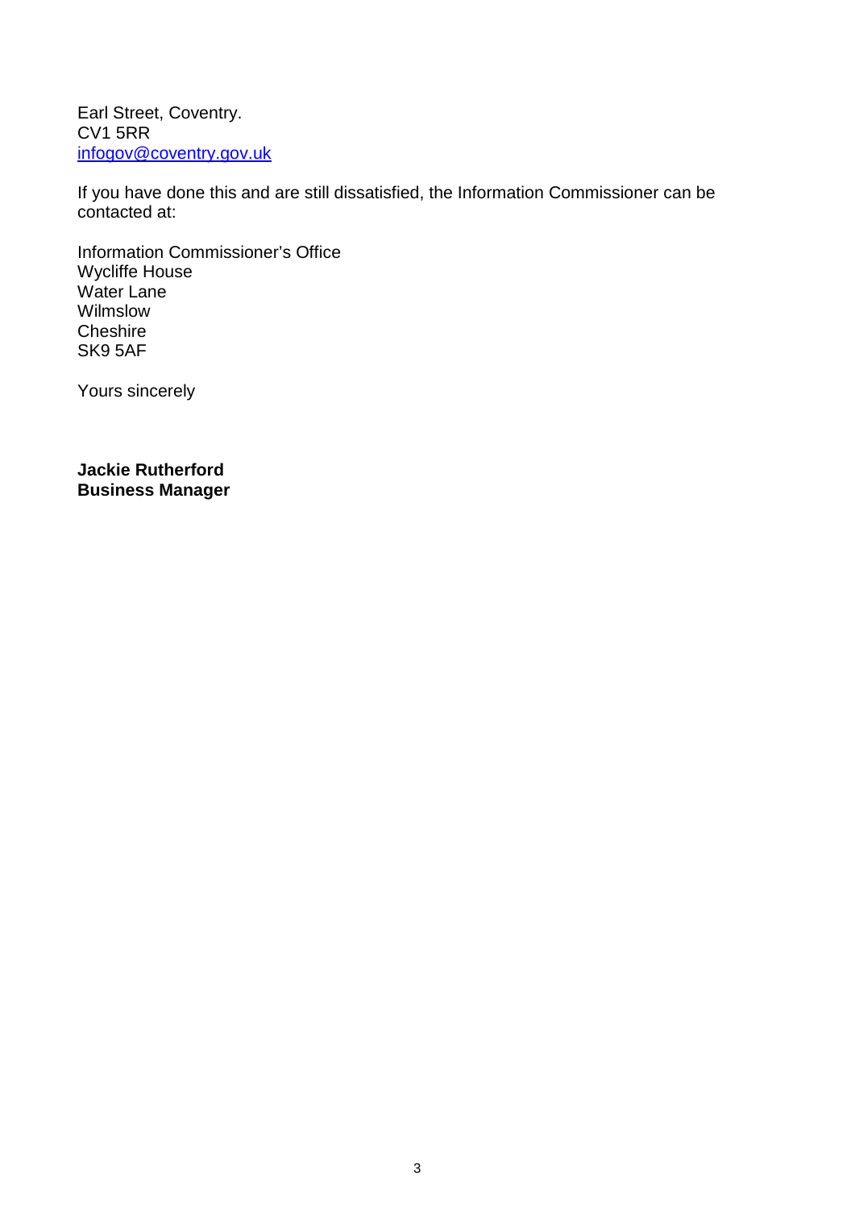Earl Street, Coventry.
CV1 5RR
infogov@coventry.gov.uk

If you have done this and are still dissatisfied, the Information Commissioner can be contacted at:

Information Commissioner's Office
Wycliffe House
Water Lane
Wilmslow
Cheshire
SK9 5AF

Yours sincerely

**Jackie Rutherford**
**Business Manager**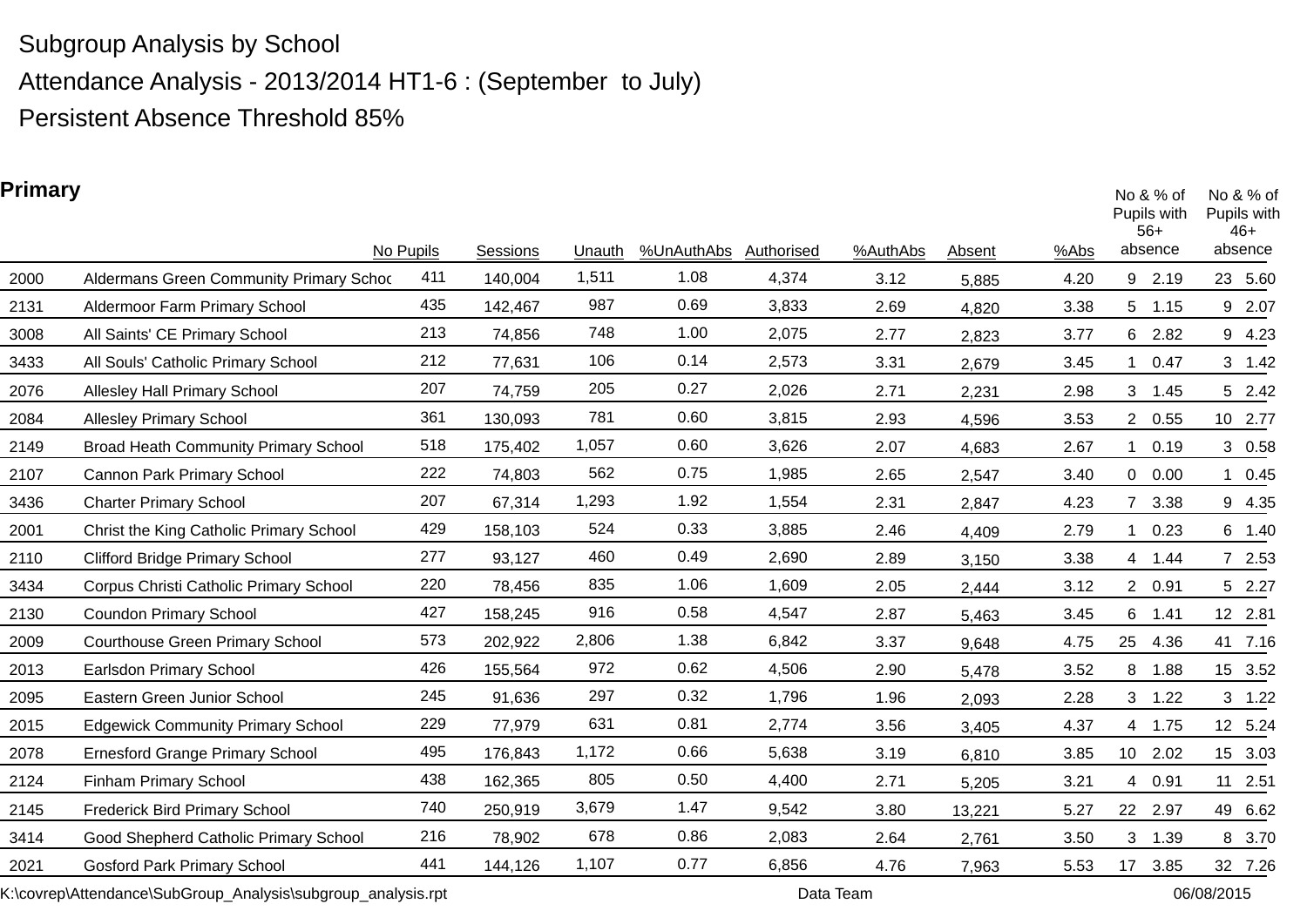Subgroup Analysis by School

Attendance Analysis - 2013/2014 HT1-6 : (September to July)

Persistent Absence Threshold 85%

**Primary**

| | | No Pupils | Sessions | Unauth | %UnAuthAbs | Authorised | %AuthAbs | Absent | %Abs | No & % of Pupils with 56+ absence | | No & % of Pupils with 46+ absence | |
|---|---|---|---|---|---|---|---|---|---|---|---|---|---|
| 2000 | Aldermans Green Community Primary Schoo | 411 | 140,004 | 1,511 | 1.08 | 4,374 | 3.12 | 5,885 | 4.20 | 9 | 2.19 | 23 | 5.60 |
| 2131 | Aldermoor Farm Primary School | 435 | 142,467 | 987 | 0.69 | 3,833 | 2.69 | 4,820 | 3.38 | 5 | 1.15 | 9 | 2.07 |
| 3008 | All Saints' CE Primary School | 213 | 74,856 | 748 | 1.00 | 2,075 | 2.77 | 2,823 | 3.77 | 6 | 2.82 | 9 | 4.23 |
| 3433 | All Souls' Catholic Primary School | 212 | 77,631 | 106 | 0.14 | 2,573 | 3.31 | 2,679 | 3.45 | 1 | 0.47 | 3 | 1.42 |
| 2076 | Allesley Hall Primary School | 207 | 74,759 | 205 | 0.27 | 2,026 | 2.71 | 2,231 | 2.98 | 3 | 1.45 | 5 | 2.42 |
| 2084 | Allesley Primary School | 361 | 130,093 | 781 | 0.60 | 3,815 | 2.93 | 4,596 | 3.53 | 2 | 0.55 | 10 | 2.77 |
| 2149 | Broad Heath Community Primary School | 518 | 175,402 | 1,057 | 0.60 | 3,626 | 2.07 | 4,683 | 2.67 | 1 | 0.19 | 3 | 0.58 |
| 2107 | Cannon Park Primary School | 222 | 74,803 | 562 | 0.75 | 1,985 | 2.65 | 2,547 | 3.40 | 0 | 0.00 | 1 | 0.45 |
| 3436 | Charter Primary School | 207 | 67,314 | 1,293 | 1.92 | 1,554 | 2.31 | 2,847 | 4.23 | 7 | 3.38 | 9 | 4.35 |
| 2001 | Christ the King Catholic Primary School | 429 | 158,103 | 524 | 0.33 | 3,885 | 2.46 | 4,409 | 2.79 | 1 | 0.23 | 6 | 1.40 |
| 2110 | Clifford Bridge Primary School | 277 | 93,127 | 460 | 0.49 | 2,690 | 2.89 | 3,150 | 3.38 | 4 | 1.44 | 7 | 2.53 |
| 3434 | Corpus Christi Catholic Primary School | 220 | 78,456 | 835 | 1.06 | 1,609 | 2.05 | 2,444 | 3.12 | 2 | 0.91 | 5 | 2.27 |
| 2130 | Coundon Primary School | 427 | 158,245 | 916 | 0.58 | 4,547 | 2.87 | 5,463 | 3.45 | 6 | 1.41 | 12 | 2.81 |
| 2009 | Courthouse Green Primary School | 573 | 202,922 | 2,806 | 1.38 | 6,842 | 3.37 | 9,648 | 4.75 | 25 | 4.36 | 41 | 7.16 |
| 2013 | Earlsdon Primary School | 426 | 155,564 | 972 | 0.62 | 4,506 | 2.90 | 5,478 | 3.52 | 8 | 1.88 | 15 | 3.52 |
| 2095 | Eastern Green Junior School | 245 | 91,636 | 297 | 0.32 | 1,796 | 1.96 | 2,093 | 2.28 | 3 | 1.22 | 3 | 1.22 |
| 2015 | Edgewick Community Primary School | 229 | 77,979 | 631 | 0.81 | 2,774 | 3.56 | 3,405 | 4.37 | 4 | 1.75 | 12 | 5.24 |
| 2078 | Ernesford Grange Primary School | 495 | 176,843 | 1,172 | 0.66 | 5,638 | 3.19 | 6,810 | 3.85 | 10 | 2.02 | 15 | 3.03 |
| 2124 | Finham Primary School | 438 | 162,365 | 805 | 0.50 | 4,400 | 2.71 | 5,205 | 3.21 | 4 | 0.91 | 11 | 2.51 |
| 2145 | Frederick Bird Primary School | 740 | 250,919 | 3,679 | 1.47 | 9,542 | 3.80 | 13,221 | 5.27 | 22 | 2.97 | 49 | 6.62 |
| 3414 | Good Shepherd Catholic Primary School | 216 | 78,902 | 678 | 0.86 | 2,083 | 2.64 | 2,761 | 3.50 | 3 | 1.39 | 8 | 3.70 |
| 2021 | Gosford Park Primary School | 441 | 144,126 | 1,107 | 0.77 | 6,856 | 4.76 | 7,963 | 5.53 | 17 | 3.85 | 32 | 7.26 |

K:\covrep\Attendance\SubGroup_Analysis\subgroup_analysis.rpt Data Team 06/08/2015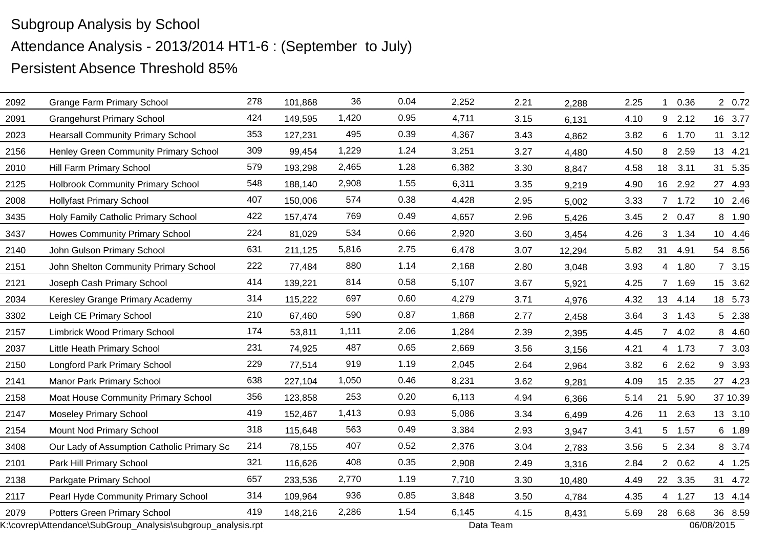Subgroup Analysis by School

Attendance Analysis - 2013/2014 HT1-6 : (September to July)

Persistent Absence Threshold 85%

| | | | | | | | | | | | | | |
|---|---|---|---|---|---|---|---|---|---|---|---|---|---|
| 2092 | Grange Farm Primary School | 278 | 101,868 | 36 | 0.04 | 2,252 | 2.21 | 2,288 | 2.25 | 1 | 0.36 | 2 | 0.72 |
| 2091 | Grangehurst Primary School | 424 | 149,595 | 1,420 | 0.95 | 4,711 | 3.15 | 6,131 | 4.10 | 9 | 2.12 | 16 | 3.77 |
| 2023 | Hearsall Community Primary School | 353 | 127,231 | 495 | 0.39 | 4,367 | 3.43 | 4,862 | 3.82 | 6 | 1.70 | 11 | 3.12 |
| 2156 | Henley Green Community Primary School | 309 | 99,454 | 1,229 | 1.24 | 3,251 | 3.27 | 4,480 | 4.50 | 8 | 2.59 | 13 | 4.21 |
| 2010 | Hill Farm Primary School | 579 | 193,298 | 2,465 | 1.28 | 6,382 | 3.30 | 8,847 | 4.58 | 18 | 3.11 | 31 | 5.35 |
| 2125 | Holbrook Community Primary School | 548 | 188,140 | 2,908 | 1.55 | 6,311 | 3.35 | 9,219 | 4.90 | 16 | 2.92 | 27 | 4.93 |
| 2008 | Hollyfast Primary School | 407 | 150,006 | 574 | 0.38 | 4,428 | 2.95 | 5,002 | 3.33 | 7 | 1.72 | 10 | 2.46 |
| 3435 | Holy Family Catholic Primary School | 422 | 157,474 | 769 | 0.49 | 4,657 | 2.96 | 5,426 | 3.45 | 2 | 0.47 | 8 | 1.90 |
| 3437 | Howes Community Primary School | 224 | 81,029 | 534 | 0.66 | 2,920 | 3.60 | 3,454 | 4.26 | 3 | 1.34 | 10 | 4.46 |
| 2140 | John Gulson Primary School | 631 | 211,125 | 5,816 | 2.75 | 6,478 | 3.07 | 12,294 | 5.82 | 31 | 4.91 | 54 | 8.56 |
| 2151 | John Shelton Community Primary School | 222 | 77,484 | 880 | 1.14 | 2,168 | 2.80 | 3,048 | 3.93 | 4 | 1.80 | 7 | 3.15 |
| 2121 | Joseph Cash Primary School | 414 | 139,221 | 814 | 0.58 | 5,107 | 3.67 | 5,921 | 4.25 | 7 | 1.69 | 15 | 3.62 |
| 2034 | Keresley Grange Primary Academy | 314 | 115,222 | 697 | 0.60 | 4,279 | 3.71 | 4,976 | 4.32 | 13 | 4.14 | 18 | 5.73 |
| 3302 | Leigh CE Primary School | 210 | 67,460 | 590 | 0.87 | 1,868 | 2.77 | 2,458 | 3.64 | 3 | 1.43 | 5 | 2.38 |
| 2157 | Limbrick Wood Primary School | 174 | 53,811 | 1,111 | 2.06 | 1,284 | 2.39 | 2,395 | 4.45 | 7 | 4.02 | 8 | 4.60 |
| 2037 | Little Heath Primary School | 231 | 74,925 | 487 | 0.65 | 2,669 | 3.56 | 3,156 | 4.21 | 4 | 1.73 | 7 | 3.03 |
| 2150 | Longford Park Primary School | 229 | 77,514 | 919 | 1.19 | 2,045 | 2.64 | 2,964 | 3.82 | 6 | 2.62 | 9 | 3.93 |
| 2141 | Manor Park Primary School | 638 | 227,104 | 1,050 | 0.46 | 8,231 | 3.62 | 9,281 | 4.09 | 15 | 2.35 | 27 | 4.23 |
| 2158 | Moat House Community Primary School | 356 | 123,858 | 253 | 0.20 | 6,113 | 4.94 | 6,366 | 5.14 | 21 | 5.90 | 37 | 10.39 |
| 2147 | Moseley Primary School | 419 | 152,467 | 1,413 | 0.93 | 5,086 | 3.34 | 6,499 | 4.26 | 11 | 2.63 | 13 | 3.10 |
| 2154 | Mount Nod Primary School | 318 | 115,648 | 563 | 0.49 | 3,384 | 2.93 | 3,947 | 3.41 | 5 | 1.57 | 6 | 1.89 |
| 3408 | Our Lady of Assumption Catholic Primary Sc | 214 | 78,155 | 407 | 0.52 | 2,376 | 3.04 | 2,783 | 3.56 | 5 | 2.34 | 8 | 3.74 |
| 2101 | Park Hill Primary School | 321 | 116,626 | 408 | 0.35 | 2,908 | 2.49 | 3,316 | 2.84 | 2 | 0.62 | 4 | 1.25 |
| 2138 | Parkgate Primary School | 657 | 233,536 | 2,770 | 1.19 | 7,710 | 3.30 | 10,480 | 4.49 | 22 | 3.35 | 31 | 4.72 |
| 2117 | Pearl Hyde Community Primary School | 314 | 109,964 | 936 | 0.85 | 3,848 | 3.50 | 4,784 | 4.35 | 4 | 1.27 | 13 | 4.14 |
| 2079 | Potters Green Primary School | 419 | 148,216 | 2,286 | 1.54 | 6,145 | 4.15 | 8,431 | 5.69 | 28 | 6.68 | 36 | 8.59 |

K:\covrep\Attendance\SubGroup_Analysis\subgroup_analysis.rpt Data Team 06/08/2015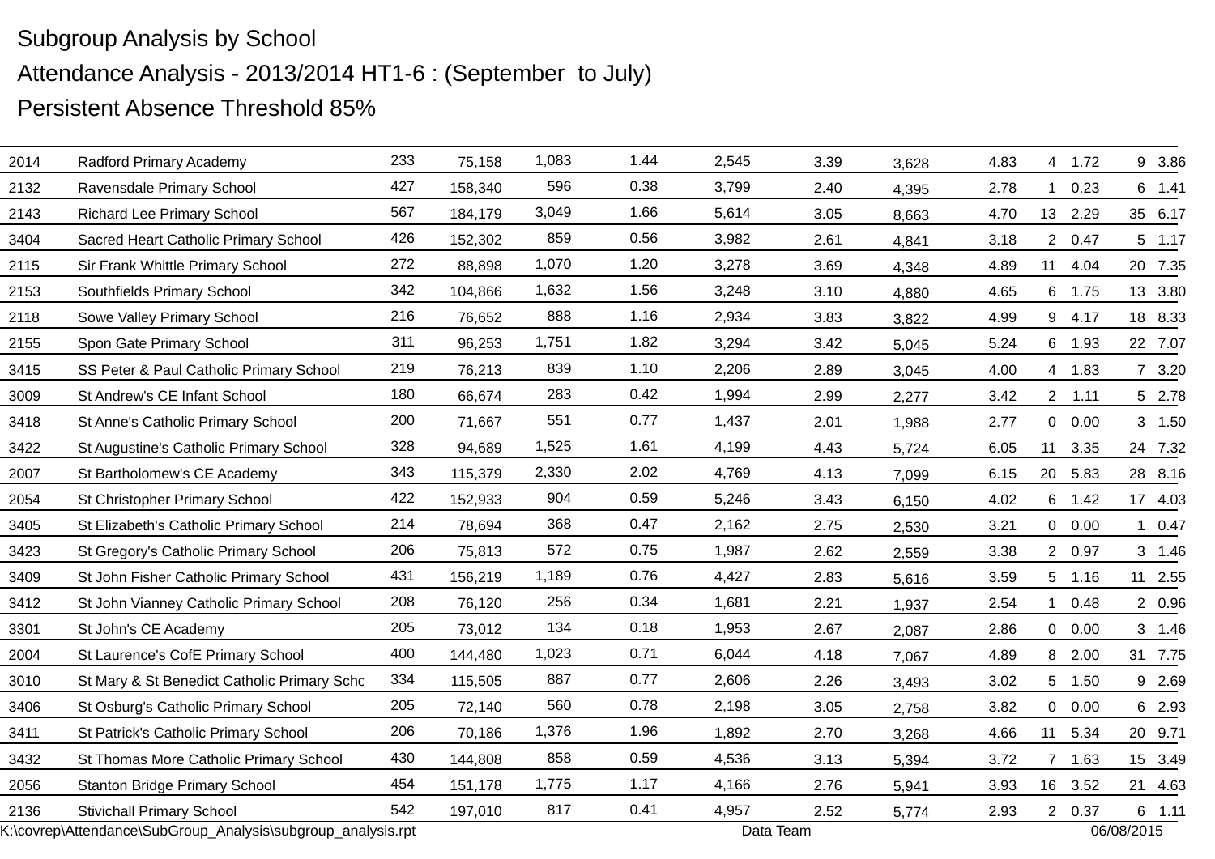Subgroup Analysis by School

Attendance Analysis - 2013/2014 HT1-6 : (September to July)

Persistent Absence Threshold 85%

| | | | | | | | | | | | | | |
|---|---|---|---|---|---|---|---|---|---|---|---|---|---|
| 2014 | Radford Primary Academy | 233 | 75,158 | 1,083 | 1.44 | 2,545 | 3.39 | 3,628 | 4.83 | 4 | 1.72 | 9 | 3.86 |
| 2132 | Ravensdale Primary School | 427 | 158,340 | 596 | 0.38 | 3,799 | 2.40 | 4,395 | 2.78 | 1 | 0.23 | 6 | 1.41 |
| 2143 | Richard Lee Primary School | 567 | 184,179 | 3,049 | 1.66 | 5,614 | 3.05 | 8,663 | 4.70 | 13 | 2.29 | 35 | 6.17 |
| 3404 | Sacred Heart Catholic Primary School | 426 | 152,302 | 859 | 0.56 | 3,982 | 2.61 | 4,841 | 3.18 | 2 | 0.47 | 5 | 1.17 |
| 2115 | Sir Frank Whittle Primary School | 272 | 88,898 | 1,070 | 1.20 | 3,278 | 3.69 | 4,348 | 4.89 | 11 | 4.04 | 20 | 7.35 |
| 2153 | Southfields Primary School | 342 | 104,866 | 1,632 | 1.56 | 3,248 | 3.10 | 4,880 | 4.65 | 6 | 1.75 | 13 | 3.80 |
| 2118 | Sowe Valley Primary School | 216 | 76,652 | 888 | 1.16 | 2,934 | 3.83 | 3,822 | 4.99 | 9 | 4.17 | 18 | 8.33 |
| 2155 | Spon Gate Primary School | 311 | 96,253 | 1,751 | 1.82 | 3,294 | 3.42 | 5,045 | 5.24 | 6 | 1.93 | 22 | 7.07 |
| 3415 | SS Peter & Paul Catholic Primary School | 219 | 76,213 | 839 | 1.10 | 2,206 | 2.89 | 3,045 | 4.00 | 4 | 1.83 | 7 | 3.20 |
| 3009 | St Andrew's CE Infant School | 180 | 66,674 | 283 | 0.42 | 1,994 | 2.99 | 2,277 | 3.42 | 2 | 1.11 | 5 | 2.78 |
| 3418 | St Anne's Catholic Primary School | 200 | 71,667 | 551 | 0.77 | 1,437 | 2.01 | 1,988 | 2.77 | 0 | 0.00 | 3 | 1.50 |
| 3422 | St Augustine's Catholic Primary School | 328 | 94,689 | 1,525 | 1.61 | 4,199 | 4.43 | 5,724 | 6.05 | 11 | 3.35 | 24 | 7.32 |
| 2007 | St Bartholomew's CE Academy | 343 | 115,379 | 2,330 | 2.02 | 4,769 | 4.13 | 7,099 | 6.15 | 20 | 5.83 | 28 | 8.16 |
| 2054 | St Christopher Primary School | 422 | 152,933 | 904 | 0.59 | 5,246 | 3.43 | 6,150 | 4.02 | 6 | 1.42 | 17 | 4.03 |
| 3405 | St Elizabeth's Catholic Primary School | 214 | 78,694 | 368 | 0.47 | 2,162 | 2.75 | 2,530 | 3.21 | 0 | 0.00 | 1 | 0.47 |
| 3423 | St Gregory's Catholic Primary School | 206 | 75,813 | 572 | 0.75 | 1,987 | 2.62 | 2,559 | 3.38 | 2 | 0.97 | 3 | 1.46 |
| 3409 | St John Fisher Catholic Primary School | 431 | 156,219 | 1,189 | 0.76 | 4,427 | 2.83 | 5,616 | 3.59 | 5 | 1.16 | 11 | 2.55 |
| 3412 | St John Vianney Catholic Primary School | 208 | 76,120 | 256 | 0.34 | 1,681 | 2.21 | 1,937 | 2.54 | 1 | 0.48 | 2 | 0.96 |
| 3301 | St John's CE Academy | 205 | 73,012 | 134 | 0.18 | 1,953 | 2.67 | 2,087 | 2.86 | 0 | 0.00 | 3 | 1.46 |
| 2004 | St Laurence's CofE Primary School | 400 | 144,480 | 1,023 | 0.71 | 6,044 | 4.18 | 7,067 | 4.89 | 8 | 2.00 | 31 | 7.75 |
| 3010 | St Mary & St Benedict Catholic Primary Scho | 334 | 115,505 | 887 | 0.77 | 2,606 | 2.26 | 3,493 | 3.02 | 5 | 1.50 | 9 | 2.69 |
| 3406 | St Osburg's Catholic Primary School | 205 | 72,140 | 560 | 0.78 | 2,198 | 3.05 | 2,758 | 3.82 | 0 | 0.00 | 6 | 2.93 |
| 3411 | St Patrick's Catholic Primary School | 206 | 70,186 | 1,376 | 1.96 | 1,892 | 2.70 | 3,268 | 4.66 | 11 | 5.34 | 20 | 9.71 |
| 3432 | St Thomas More Catholic Primary School | 430 | 144,808 | 858 | 0.59 | 4,536 | 3.13 | 5,394 | 3.72 | 7 | 1.63 | 15 | 3.49 |
| 2056 | Stanton Bridge Primary School | 454 | 151,178 | 1,775 | 1.17 | 4,166 | 2.76 | 5,941 | 3.93 | 16 | 3.52 | 21 | 4.63 |
| 2136 | Stivichall Primary School | 542 | 197,010 | 817 | 0.41 | 4,957 | 2.52 | 5,774 | 2.93 | 2 | 0.37 | 6 | 1.11 |

K:\covrep\Attendance\SubGroup_Analysis\subgroup_analysis.rpt Data Team 06/08/2015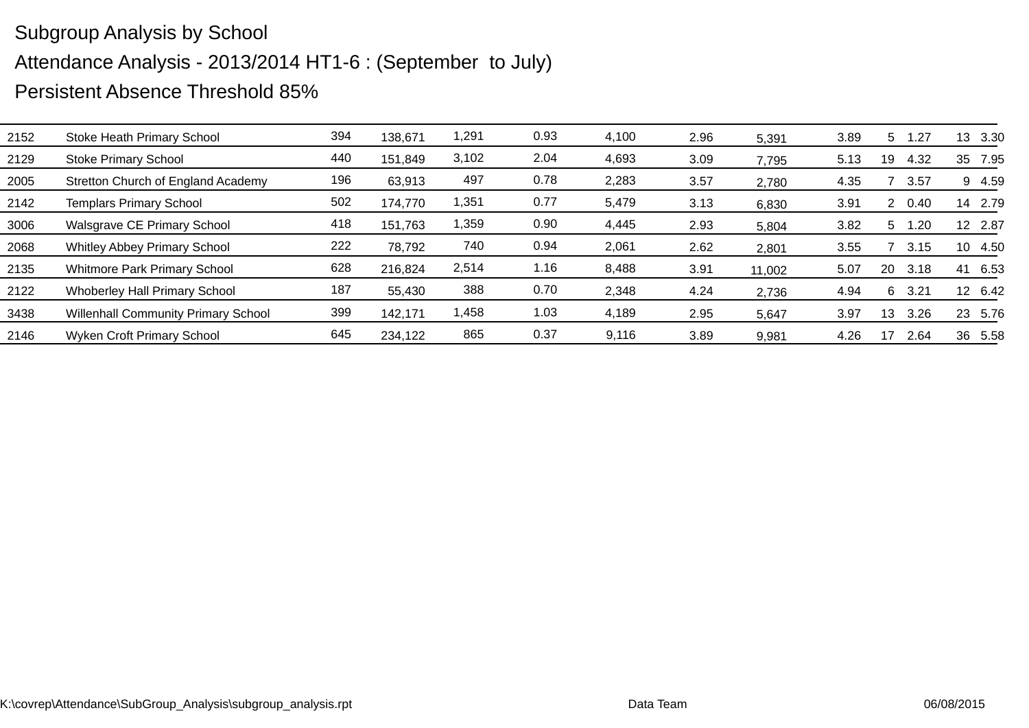Subgroup Analysis by School

Attendance Analysis - 2013/2014 HT1-6 : (September to July)

Persistent Absence Threshold 85%

| | | | | | | | | | | | | | |
|---|---|---|---|---|---|---|---|---|---|---|---|---|---|
| 2152 | Stoke Heath Primary School | 394 | 138,671 | 1,291 | 0.93 | 4,100 | 2.96 | 5,391 | 3.89 | 5 | 1.27 | 13 | 3.30 |
| 2129 | Stoke Primary School | 440 | 151,849 | 3,102 | 2.04 | 4,693 | 3.09 | 7,795 | 5.13 | 19 | 4.32 | 35 | 7.95 |
| 2005 | Stretton Church of England Academy | 196 | 63,913 | 497 | 0.78 | 2,283 | 3.57 | 2,780 | 4.35 | 7 | 3.57 | 9 | 4.59 |
| 2142 | Templars Primary School | 502 | 174,770 | 1,351 | 0.77 | 5,479 | 3.13 | 6,830 | 3.91 | 2 | 0.40 | 14 | 2.79 |
| 3006 | Walsgrave CE Primary School | 418 | 151,763 | 1,359 | 0.90 | 4,445 | 2.93 | 5,804 | 3.82 | 5 | 1.20 | 12 | 2.87 |
| 2068 | Whitley Abbey Primary School | 222 | 78,792 | 740 | 0.94 | 2,061 | 2.62 | 2,801 | 3.55 | 7 | 3.15 | 10 | 4.50 |
| 2135 | Whitmore Park Primary School | 628 | 216,824 | 2,514 | 1.16 | 8,488 | 3.91 | 11,002 | 5.07 | 20 | 3.18 | 41 | 6.53 |
| 2122 | Whoberley Hall Primary School | 187 | 55,430 | 388 | 0.70 | 2,348 | 4.24 | 2,736 | 4.94 | 6 | 3.21 | 12 | 6.42 |
| 3438 | Willenhall Community Primary School | 399 | 142,171 | 1,458 | 1.03 | 4,189 | 2.95 | 5,647 | 3.97 | 13 | 3.26 | 23 | 5.76 |
| 2146 | Wyken Croft Primary School | 645 | 234,122 | 865 | 0.37 | 9,116 | 3.89 | 9,981 | 4.26 | 17 | 2.64 | 36 | 5.58 |

K:\covrep\Attendance\SubGroup_Analysis\subgroup_analysis.rpt Data Team 06/08/2015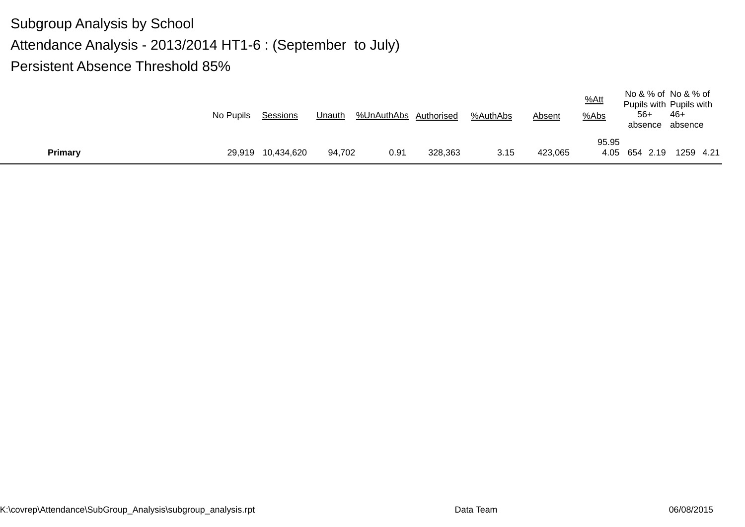Subgroup Analysis by School

Attendance Analysis - 2013/2014 HT1-6 : (September to July)

Persistent Absence Threshold 85%

| | No Pupils | Sessions | Unauth | %UnAuthAbs | Authorised | %AuthAbs | Absent | %Att<br>%Abs | No & % of Pupils with 56+ absence | | No & % of Pupils with 46+ absence | |
|---|---|---|---|---|---|---|---|---|---|---|---|---|
| **Primary** | 29,919 | 10,434,620 | 94,702 | 0.91 | 328,363 | 3.15 | 423,065 | 95.95<br>4.05 | 654 | 2.19 | 1259 | 4.21 |

K:\covrep\Attendance\SubGroup_Analysis\subgroup_analysis.rpt Data Team 06/08/2015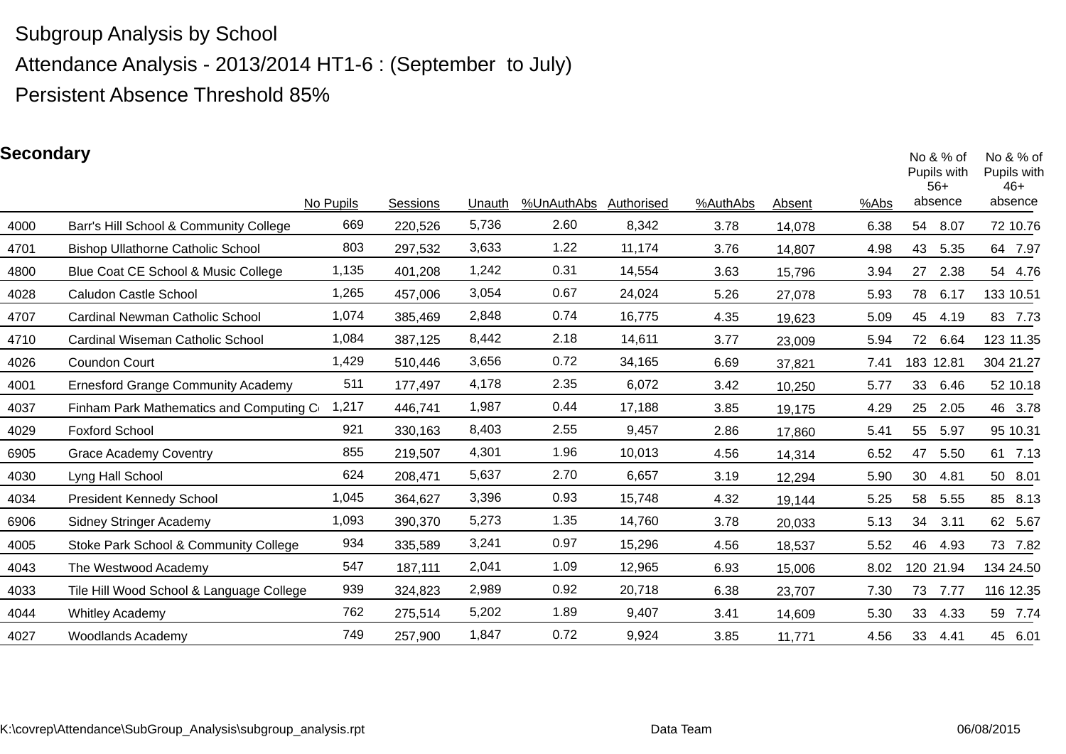Subgroup Analysis by School

Attendance Analysis - 2013/2014 HT1-6 : (September to July)

Persistent Absence Threshold 85%

## Secondary

| | | No Pupils | Sessions | Unauth | %UnAuthAbs | Authorised | %AuthAbs | Absent | %Abs | No & % of Pupils with 56+ absence | | No & % of Pupils with 46+ absence | |
|---|---|---|---|---|---|---|---|---|---|---|---|---|---|
| 4000 | Barr's Hill School & Community College | 669 | 220,526 | 5,736 | 2.60 | 8,342 | 3.78 | 14,078 | 6.38 | 54 | 8.07 | 72 | 10.76 |
| 4701 | Bishop Ullathorne Catholic School | 803 | 297,532 | 3,633 | 1.22 | 11,174 | 3.76 | 14,807 | 4.98 | 43 | 5.35 | 64 | 7.97 |
| 4800 | Blue Coat CE School & Music College | 1,135 | 401,208 | 1,242 | 0.31 | 14,554 | 3.63 | 15,796 | 3.94 | 27 | 2.38 | 54 | 4.76 |
| 4028 | Caludon Castle School | 1,265 | 457,006 | 3,054 | 0.67 | 24,024 | 5.26 | 27,078 | 5.93 | 78 | 6.17 | 133 | 10.51 |
| 4707 | Cardinal Newman Catholic School | 1,074 | 385,469 | 2,848 | 0.74 | 16,775 | 4.35 | 19,623 | 5.09 | 45 | 4.19 | 83 | 7.73 |
| 4710 | Cardinal Wiseman Catholic School | 1,084 | 387,125 | 8,442 | 2.18 | 14,611 | 3.77 | 23,009 | 5.94 | 72 | 6.64 | 123 | 11.35 |
| 4026 | Coundon Court | 1,429 | 510,446 | 3,656 | 0.72 | 34,165 | 6.69 | 37,821 | 7.41 | 183 | 12.81 | 304 | 21.27 |
| 4001 | Ernesford Grange Community Academy | 511 | 177,497 | 4,178 | 2.35 | 6,072 | 3.42 | 10,250 | 5.77 | 33 | 6.46 | 52 | 10.18 |
| 4037 | Finham Park Mathematics and Computing Co | 1,217 | 446,741 | 1,987 | 0.44 | 17,188 | 3.85 | 19,175 | 4.29 | 25 | 2.05 | 46 | 3.78 |
| 4029 | Foxford School | 921 | 330,163 | 8,403 | 2.55 | 9,457 | 2.86 | 17,860 | 5.41 | 55 | 5.97 | 95 | 10.31 |
| 6905 | Grace Academy Coventry | 855 | 219,507 | 4,301 | 1.96 | 10,013 | 4.56 | 14,314 | 6.52 | 47 | 5.50 | 61 | 7.13 |
| 4030 | Lyng Hall School | 624 | 208,471 | 5,637 | 2.70 | 6,657 | 3.19 | 12,294 | 5.90 | 30 | 4.81 | 50 | 8.01 |
| 4034 | President Kennedy School | 1,045 | 364,627 | 3,396 | 0.93 | 15,748 | 4.32 | 19,144 | 5.25 | 58 | 5.55 | 85 | 8.13 |
| 6906 | Sidney Stringer Academy | 1,093 | 390,370 | 5,273 | 1.35 | 14,760 | 3.78 | 20,033 | 5.13 | 34 | 3.11 | 62 | 5.67 |
| 4005 | Stoke Park School & Community College | 934 | 335,589 | 3,241 | 0.97 | 15,296 | 4.56 | 18,537 | 5.52 | 46 | 4.93 | 73 | 7.82 |
| 4043 | The Westwood Academy | 547 | 187,111 | 2,041 | 1.09 | 12,965 | 6.93 | 15,006 | 8.02 | 120 | 21.94 | 134 | 24.50 |
| 4033 | Tile Hill Wood School & Language College | 939 | 324,823 | 2,989 | 0.92 | 20,718 | 6.38 | 23,707 | 7.30 | 73 | 7.77 | 116 | 12.35 |
| 4044 | Whitley Academy | 762 | 275,514 | 5,202 | 1.89 | 9,407 | 3.41 | 14,609 | 5.30 | 33 | 4.33 | 59 | 7.74 |
| 4027 | Woodlands Academy | 749 | 257,900 | 1,847 | 0.72 | 9,924 | 3.85 | 11,771 | 4.56 | 33 | 4.41 | 45 | 6.01 |

K:\covrep\Attendance\SubGroup_Analysis\subgroup_analysis.rpt Data Team 06/08/2015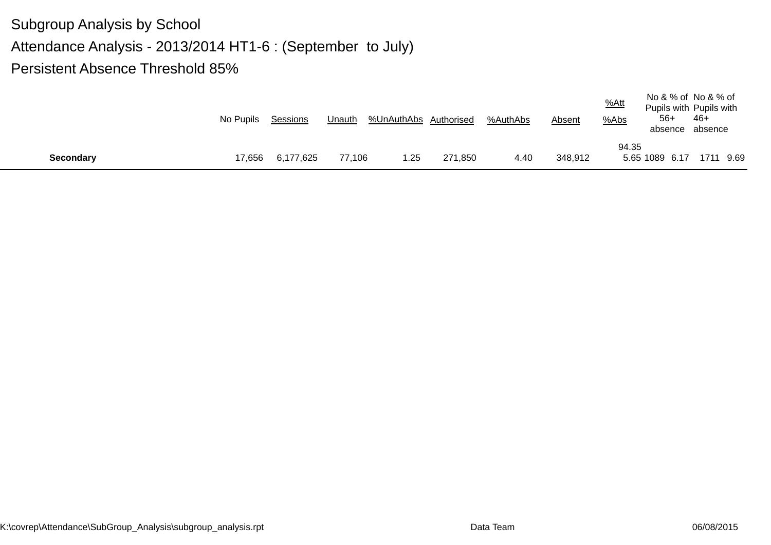Subgroup Analysis by School

Attendance Analysis - 2013/2014 HT1-6 : (September to July)

Persistent Absence Threshold 85%

| | No Pupils | Sessions | Unauth | %UnAuthAbs | Authorised | %AuthAbs | Absent | %Att<br>%Abs | No & % of Pupils with 56+ absence | | No & % of Pupils with 46+ absence | |
|---|---|---|---|---|---|---|---|---|---|---|---|---|
| **Secondary** | 17,656 | 6,177,625 | 77,106 | 1.25 | 271,850 | 4.40 | 348,912 | 94.35<br>5.65 | 1089 | 6.17 | 1711 | 9.69 |

K:\covrep\Attendance\SubGroup_Analysis\subgroup_analysis.rpt    Data Team    06/08/2015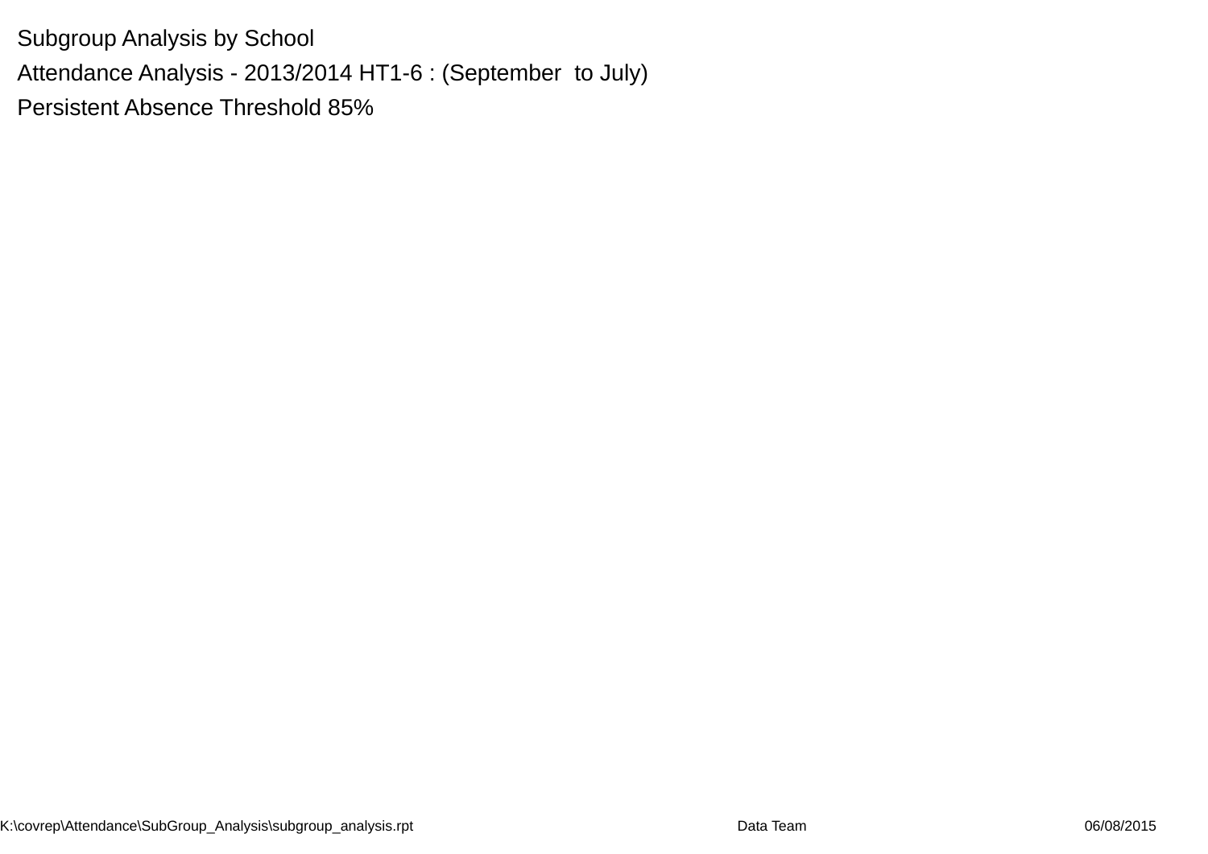Subgroup Analysis by School

Attendance Analysis - 2013/2014 HT1-6 : (September to July)

Persistent Absence Threshold 85%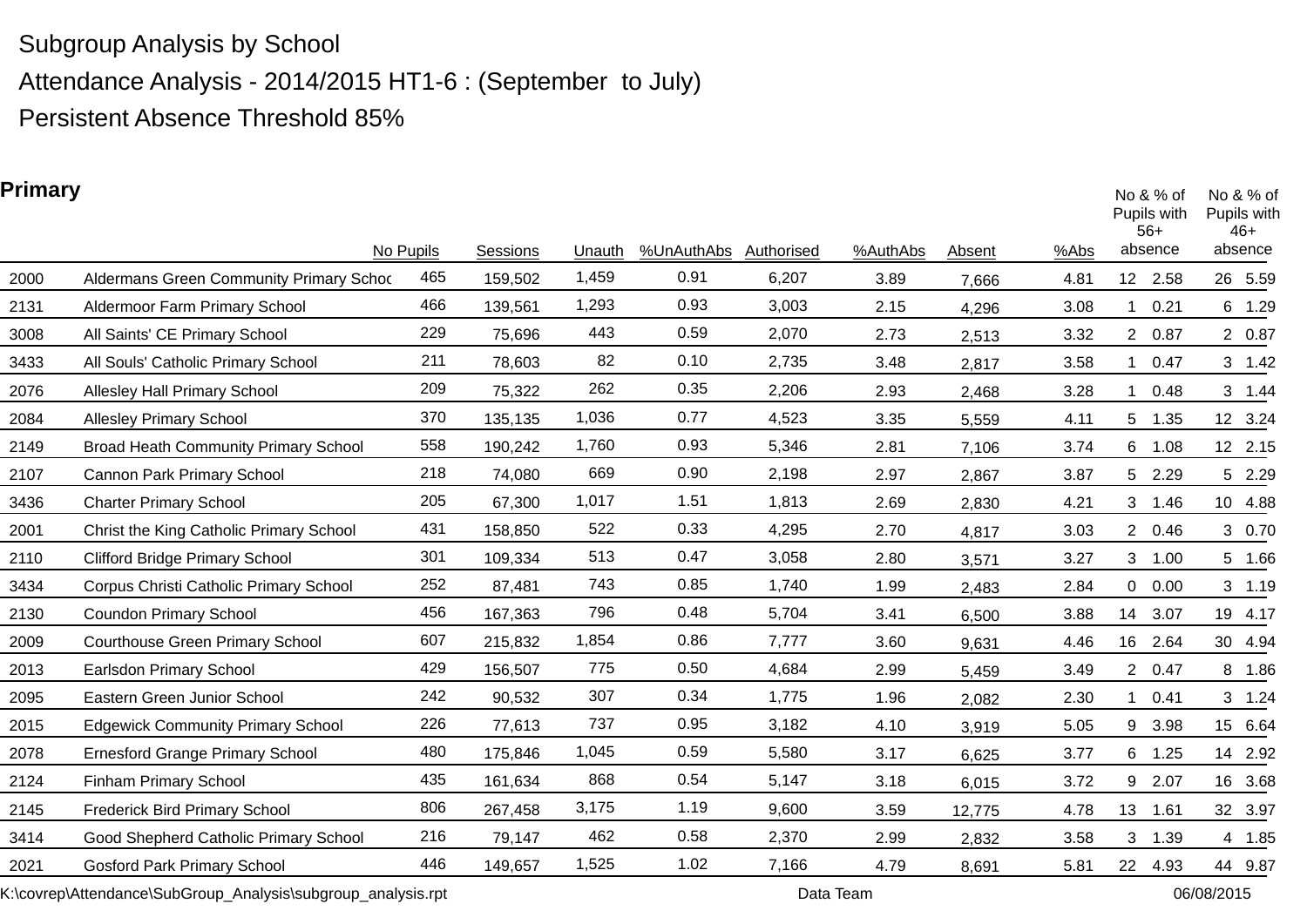Subgroup Analysis by School

Attendance Analysis - 2014/2015 HT1-6 : (September to July)

Persistent Absence Threshold 85%

**Primary**

| | | No Pupils | Sessions | Unauth | %UnAuthAbs | Authorised | %AuthAbs | Absent | %Abs | No & % of Pupils with 56+ absence | | No & % of Pupils with 46+ absence | |
|---|---|---|---|---|---|---|---|---|---|---|---|---|---|
| 2000 | Aldermans Green Community Primary Schoo | 465 | 159,502 | 1,459 | 0.91 | 6,207 | 3.89 | 7,666 | 4.81 | 12 | 2.58 | 26 | 5.59 |
| 2131 | Aldermoor Farm Primary School | 466 | 139,561 | 1,293 | 0.93 | 3,003 | 2.15 | 4,296 | 3.08 | 1 | 0.21 | 6 | 1.29 |
| 3008 | All Saints' CE Primary School | 229 | 75,696 | 443 | 0.59 | 2,070 | 2.73 | 2,513 | 3.32 | 2 | 0.87 | 2 | 0.87 |
| 3433 | All Souls' Catholic Primary School | 211 | 78,603 | 82 | 0.10 | 2,735 | 3.48 | 2,817 | 3.58 | 1 | 0.47 | 3 | 1.42 |
| 2076 | Allesley Hall Primary School | 209 | 75,322 | 262 | 0.35 | 2,206 | 2.93 | 2,468 | 3.28 | 1 | 0.48 | 3 | 1.44 |
| 2084 | Allesley Primary School | 370 | 135,135 | 1,036 | 0.77 | 4,523 | 3.35 | 5,559 | 4.11 | 5 | 1.35 | 12 | 3.24 |
| 2149 | Broad Heath Community Primary School | 558 | 190,242 | 1,760 | 0.93 | 5,346 | 2.81 | 7,106 | 3.74 | 6 | 1.08 | 12 | 2.15 |
| 2107 | Cannon Park Primary School | 218 | 74,080 | 669 | 0.90 | 2,198 | 2.97 | 2,867 | 3.87 | 5 | 2.29 | 5 | 2.29 |
| 3436 | Charter Primary School | 205 | 67,300 | 1,017 | 1.51 | 1,813 | 2.69 | 2,830 | 4.21 | 3 | 1.46 | 10 | 4.88 |
| 2001 | Christ the King Catholic Primary School | 431 | 158,850 | 522 | 0.33 | 4,295 | 2.70 | 4,817 | 3.03 | 2 | 0.46 | 3 | 0.70 |
| 2110 | Clifford Bridge Primary School | 301 | 109,334 | 513 | 0.47 | 3,058 | 2.80 | 3,571 | 3.27 | 3 | 1.00 | 5 | 1.66 |
| 3434 | Corpus Christi Catholic Primary School | 252 | 87,481 | 743 | 0.85 | 1,740 | 1.99 | 2,483 | 2.84 | 0 | 0.00 | 3 | 1.19 |
| 2130 | Coundon Primary School | 456 | 167,363 | 796 | 0.48 | 5,704 | 3.41 | 6,500 | 3.88 | 14 | 3.07 | 19 | 4.17 |
| 2009 | Courthouse Green Primary School | 607 | 215,832 | 1,854 | 0.86 | 7,777 | 3.60 | 9,631 | 4.46 | 16 | 2.64 | 30 | 4.94 |
| 2013 | Earlsdon Primary School | 429 | 156,507 | 775 | 0.50 | 4,684 | 2.99 | 5,459 | 3.49 | 2 | 0.47 | 8 | 1.86 |
| 2095 | Eastern Green Junior School | 242 | 90,532 | 307 | 0.34 | 1,775 | 1.96 | 2,082 | 2.30 | 1 | 0.41 | 3 | 1.24 |
| 2015 | Edgewick Community Primary School | 226 | 77,613 | 737 | 0.95 | 3,182 | 4.10 | 3,919 | 5.05 | 9 | 3.98 | 15 | 6.64 |
| 2078 | Ernesford Grange Primary School | 480 | 175,846 | 1,045 | 0.59 | 5,580 | 3.17 | 6,625 | 3.77 | 6 | 1.25 | 14 | 2.92 |
| 2124 | Finham Primary School | 435 | 161,634 | 868 | 0.54 | 5,147 | 3.18 | 6,015 | 3.72 | 9 | 2.07 | 16 | 3.68 |
| 2145 | Frederick Bird Primary School | 806 | 267,458 | 3,175 | 1.19 | 9,600 | 3.59 | 12,775 | 4.78 | 13 | 1.61 | 32 | 3.97 |
| 3414 | Good Shepherd Catholic Primary School | 216 | 79,147 | 462 | 0.58 | 2,370 | 2.99 | 2,832 | 3.58 | 3 | 1.39 | 4 | 1.85 |
| 2021 | Gosford Park Primary School | 446 | 149,657 | 1,525 | 1.02 | 7,166 | 4.79 | 8,691 | 5.81 | 22 | 4.93 | 44 | 9.87 |

K:\covrep\Attendance\SubGroup_Analysis\subgroup_analysis.rpt　　Data Team　　06/08/2015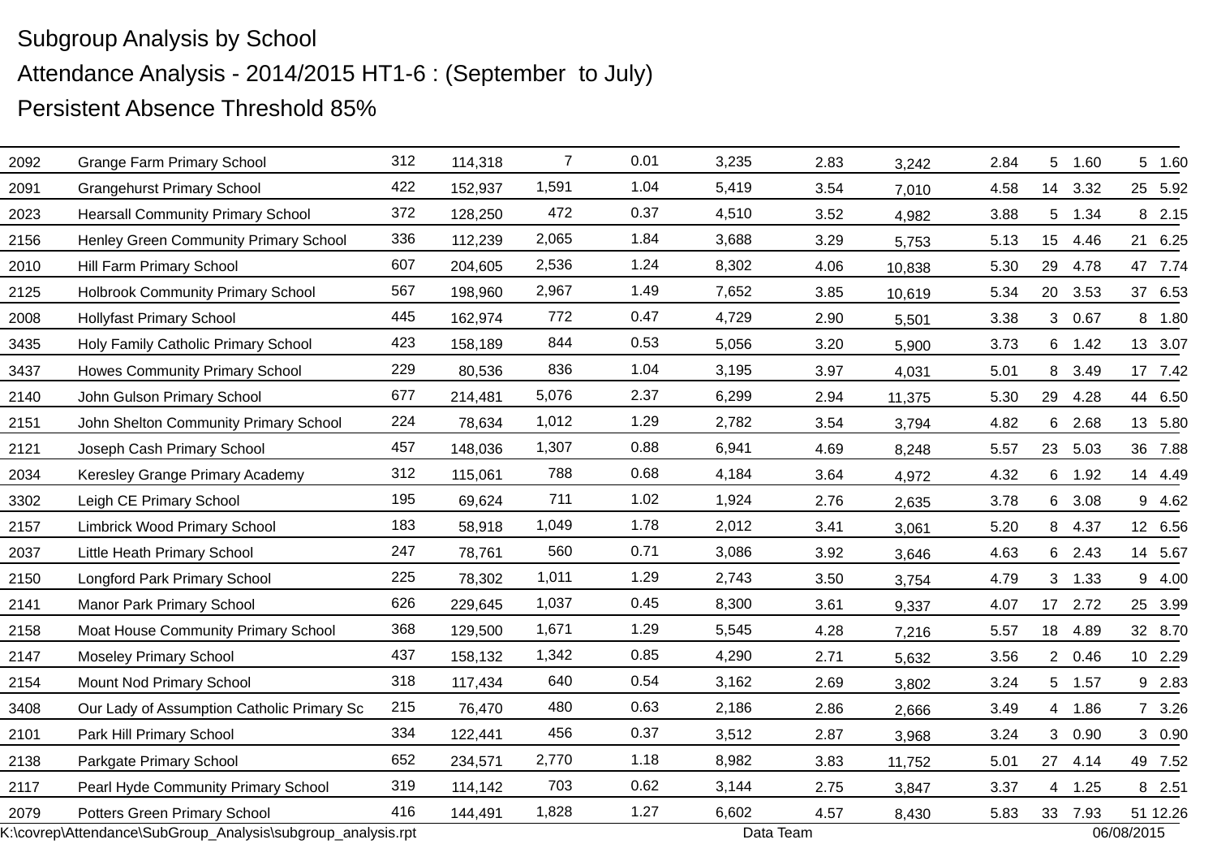Subgroup Analysis by School

Attendance Analysis - 2014/2015 HT1-6 : (September to July)

Persistent Absence Threshold 85%

| | | | | | | | | | | | | | |
|---|---|---|---|---|---|---|---|---|---|---|---|---|---|
| 2092 | Grange Farm Primary School | 312 | 114,318 | 7 | 0.01 | 3,235 | 2.83 | 3,242 | 2.84 | 5 | 1.60 | 5 | 1.60 |
| 2091 | Grangehurst Primary School | 422 | 152,937 | 1,591 | 1.04 | 5,419 | 3.54 | 7,010 | 4.58 | 14 | 3.32 | 25 | 5.92 |
| 2023 | Hearsall Community Primary School | 372 | 128,250 | 472 | 0.37 | 4,510 | 3.52 | 4,982 | 3.88 | 5 | 1.34 | 8 | 2.15 |
| 2156 | Henley Green Community Primary School | 336 | 112,239 | 2,065 | 1.84 | 3,688 | 3.29 | 5,753 | 5.13 | 15 | 4.46 | 21 | 6.25 |
| 2010 | Hill Farm Primary School | 607 | 204,605 | 2,536 | 1.24 | 8,302 | 4.06 | 10,838 | 5.30 | 29 | 4.78 | 47 | 7.74 |
| 2125 | Holbrook Community Primary School | 567 | 198,960 | 2,967 | 1.49 | 7,652 | 3.85 | 10,619 | 5.34 | 20 | 3.53 | 37 | 6.53 |
| 2008 | Hollyfast Primary School | 445 | 162,974 | 772 | 0.47 | 4,729 | 2.90 | 5,501 | 3.38 | 3 | 0.67 | 8 | 1.80 |
| 3435 | Holy Family Catholic Primary School | 423 | 158,189 | 844 | 0.53 | 5,056 | 3.20 | 5,900 | 3.73 | 6 | 1.42 | 13 | 3.07 |
| 3437 | Howes Community Primary School | 229 | 80,536 | 836 | 1.04 | 3,195 | 3.97 | 4,031 | 5.01 | 8 | 3.49 | 17 | 7.42 |
| 2140 | John Gulson Primary School | 677 | 214,481 | 5,076 | 2.37 | 6,299 | 2.94 | 11,375 | 5.30 | 29 | 4.28 | 44 | 6.50 |
| 2151 | John Shelton Community Primary School | 224 | 78,634 | 1,012 | 1.29 | 2,782 | 3.54 | 3,794 | 4.82 | 6 | 2.68 | 13 | 5.80 |
| 2121 | Joseph Cash Primary School | 457 | 148,036 | 1,307 | 0.88 | 6,941 | 4.69 | 8,248 | 5.57 | 23 | 5.03 | 36 | 7.88 |
| 2034 | Keresley Grange Primary Academy | 312 | 115,061 | 788 | 0.68 | 4,184 | 3.64 | 4,972 | 4.32 | 6 | 1.92 | 14 | 4.49 |
| 3302 | Leigh CE Primary School | 195 | 69,624 | 711 | 1.02 | 1,924 | 2.76 | 2,635 | 3.78 | 6 | 3.08 | 9 | 4.62 |
| 2157 | Limbrick Wood Primary School | 183 | 58,918 | 1,049 | 1.78 | 2,012 | 3.41 | 3,061 | 5.20 | 8 | 4.37 | 12 | 6.56 |
| 2037 | Little Heath Primary School | 247 | 78,761 | 560 | 0.71 | 3,086 | 3.92 | 3,646 | 4.63 | 6 | 2.43 | 14 | 5.67 |
| 2150 | Longford Park Primary School | 225 | 78,302 | 1,011 | 1.29 | 2,743 | 3.50 | 3,754 | 4.79 | 3 | 1.33 | 9 | 4.00 |
| 2141 | Manor Park Primary School | 626 | 229,645 | 1,037 | 0.45 | 8,300 | 3.61 | 9,337 | 4.07 | 17 | 2.72 | 25 | 3.99 |
| 2158 | Moat House Community Primary School | 368 | 129,500 | 1,671 | 1.29 | 5,545 | 4.28 | 7,216 | 5.57 | 18 | 4.89 | 32 | 8.70 |
| 2147 | Moseley Primary School | 437 | 158,132 | 1,342 | 0.85 | 4,290 | 2.71 | 5,632 | 3.56 | 2 | 0.46 | 10 | 2.29 |
| 2154 | Mount Nod Primary School | 318 | 117,434 | 640 | 0.54 | 3,162 | 2.69 | 3,802 | 3.24 | 5 | 1.57 | 9 | 2.83 |
| 3408 | Our Lady of Assumption Catholic Primary Sc | 215 | 76,470 | 480 | 0.63 | 2,186 | 2.86 | 2,666 | 3.49 | 4 | 1.86 | 7 | 3.26 |
| 2101 | Park Hill Primary School | 334 | 122,441 | 456 | 0.37 | 3,512 | 2.87 | 3,968 | 3.24 | 3 | 0.90 | 3 | 0.90 |
| 2138 | Parkgate Primary School | 652 | 234,571 | 2,770 | 1.18 | 8,982 | 3.83 | 11,752 | 5.01 | 27 | 4.14 | 49 | 7.52 |
| 2117 | Pearl Hyde Community Primary School | 319 | 114,142 | 703 | 0.62 | 3,144 | 2.75 | 3,847 | 3.37 | 4 | 1.25 | 8 | 2.51 |
| 2079 | Potters Green Primary School | 416 | 144,491 | 1,828 | 1.27 | 6,602 | 4.57 | 8,430 | 5.83 | 33 | 7.93 | 51 | 12.26 |

K:\covrep\Attendance\SubGroup_Analysis\subgroup_analysis.rpt Data Team 06/08/2015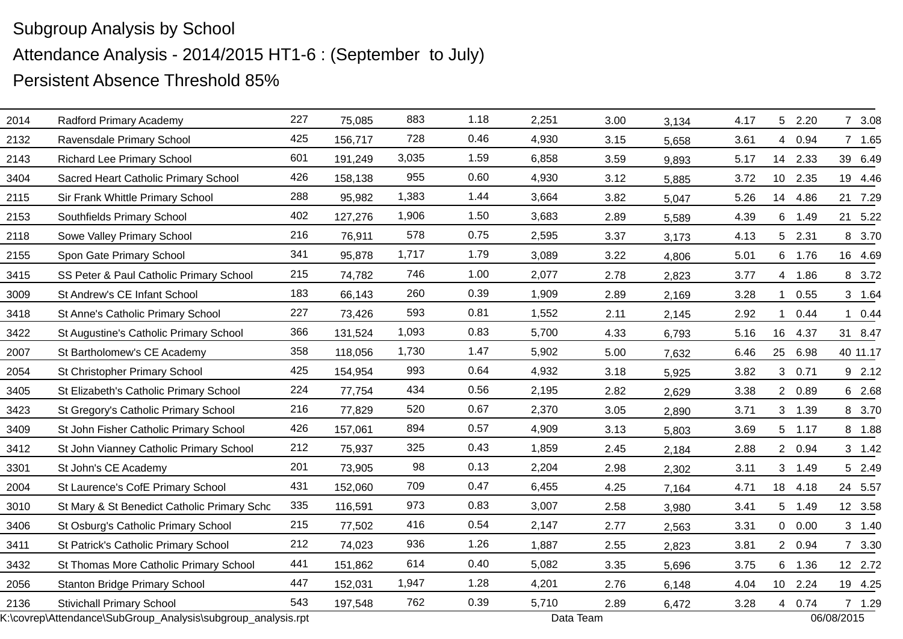Subgroup Analysis by School

Attendance Analysis - 2014/2015 HT1-6 : (September to July)

Persistent Absence Threshold 85%

| | | | | | | | | | | | | | |
|---|---|---|---|---|---|---|---|---|---|---|---|---|---|
| 2014 | Radford Primary Academy | 227 | 75,085 | 883 | 1.18 | 2,251 | 3.00 | 3,134 | 4.17 | 5 | 2.20 | 7 | 3.08 |
| 2132 | Ravensdale Primary School | 425 | 156,717 | 728 | 0.46 | 4,930 | 3.15 | 5,658 | 3.61 | 4 | 0.94 | 7 | 1.65 |
| 2143 | Richard Lee Primary School | 601 | 191,249 | 3,035 | 1.59 | 6,858 | 3.59 | 9,893 | 5.17 | 14 | 2.33 | 39 | 6.49 |
| 3404 | Sacred Heart Catholic Primary School | 426 | 158,138 | 955 | 0.60 | 4,930 | 3.12 | 5,885 | 3.72 | 10 | 2.35 | 19 | 4.46 |
| 2115 | Sir Frank Whittle Primary School | 288 | 95,982 | 1,383 | 1.44 | 3,664 | 3.82 | 5,047 | 5.26 | 14 | 4.86 | 21 | 7.29 |
| 2153 | Southfields Primary School | 402 | 127,276 | 1,906 | 1.50 | 3,683 | 2.89 | 5,589 | 4.39 | 6 | 1.49 | 21 | 5.22 |
| 2118 | Sowe Valley Primary School | 216 | 76,911 | 578 | 0.75 | 2,595 | 3.37 | 3,173 | 4.13 | 5 | 2.31 | 8 | 3.70 |
| 2155 | Spon Gate Primary School | 341 | 95,878 | 1,717 | 1.79 | 3,089 | 3.22 | 4,806 | 5.01 | 6 | 1.76 | 16 | 4.69 |
| 3415 | SS Peter & Paul Catholic Primary School | 215 | 74,782 | 746 | 1.00 | 2,077 | 2.78 | 2,823 | 3.77 | 4 | 1.86 | 8 | 3.72 |
| 3009 | St Andrew's CE Infant School | 183 | 66,143 | 260 | 0.39 | 1,909 | 2.89 | 2,169 | 3.28 | 1 | 0.55 | 3 | 1.64 |
| 3418 | St Anne's Catholic Primary School | 227 | 73,426 | 593 | 0.81 | 1,552 | 2.11 | 2,145 | 2.92 | 1 | 0.44 | 1 | 0.44 |
| 3422 | St Augustine's Catholic Primary School | 366 | 131,524 | 1,093 | 0.83 | 5,700 | 4.33 | 6,793 | 5.16 | 16 | 4.37 | 31 | 8.47 |
| 2007 | St Bartholomew's CE Academy | 358 | 118,056 | 1,730 | 1.47 | 5,902 | 5.00 | 7,632 | 6.46 | 25 | 6.98 | 40 | 11.17 |
| 2054 | St Christopher Primary School | 425 | 154,954 | 993 | 0.64 | 4,932 | 3.18 | 5,925 | 3.82 | 3 | 0.71 | 9 | 2.12 |
| 3405 | St Elizabeth's Catholic Primary School | 224 | 77,754 | 434 | 0.56 | 2,195 | 2.82 | 2,629 | 3.38 | 2 | 0.89 | 6 | 2.68 |
| 3423 | St Gregory's Catholic Primary School | 216 | 77,829 | 520 | 0.67 | 2,370 | 3.05 | 2,890 | 3.71 | 3 | 1.39 | 8 | 3.70 |
| 3409 | St John Fisher Catholic Primary School | 426 | 157,061 | 894 | 0.57 | 4,909 | 3.13 | 5,803 | 3.69 | 5 | 1.17 | 8 | 1.88 |
| 3412 | St John Vianney Catholic Primary School | 212 | 75,937 | 325 | 0.43 | 1,859 | 2.45 | 2,184 | 2.88 | 2 | 0.94 | 3 | 1.42 |
| 3301 | St John's CE Academy | 201 | 73,905 | 98 | 0.13 | 2,204 | 2.98 | 2,302 | 3.11 | 3 | 1.49 | 5 | 2.49 |
| 2004 | St Laurence's CofE Primary School | 431 | 152,060 | 709 | 0.47 | 6,455 | 4.25 | 7,164 | 4.71 | 18 | 4.18 | 24 | 5.57 |
| 3010 | St Mary & St Benedict Catholic Primary Scho | 335 | 116,591 | 973 | 0.83 | 3,007 | 2.58 | 3,980 | 3.41 | 5 | 1.49 | 12 | 3.58 |
| 3406 | St Osburg's Catholic Primary School | 215 | 77,502 | 416 | 0.54 | 2,147 | 2.77 | 2,563 | 3.31 | 0 | 0.00 | 3 | 1.40 |
| 3411 | St Patrick's Catholic Primary School | 212 | 74,023 | 936 | 1.26 | 1,887 | 2.55 | 2,823 | 3.81 | 2 | 0.94 | 7 | 3.30 |
| 3432 | St Thomas More Catholic Primary School | 441 | 151,862 | 614 | 0.40 | 5,082 | 3.35 | 5,696 | 3.75 | 6 | 1.36 | 12 | 2.72 |
| 2056 | Stanton Bridge Primary School | 447 | 152,031 | 1,947 | 1.28 | 4,201 | 2.76 | 6,148 | 4.04 | 10 | 2.24 | 19 | 4.25 |
| 2136 | Stivichall Primary School | 543 | 197,548 | 762 | 0.39 | 5,710 | 2.89 | 6,472 | 3.28 | 4 | 0.74 | 7 | 1.29 |

K:\covrep\Attendance\SubGroup_Analysis\subgroup_analysis.rpt Data Team 06/08/2015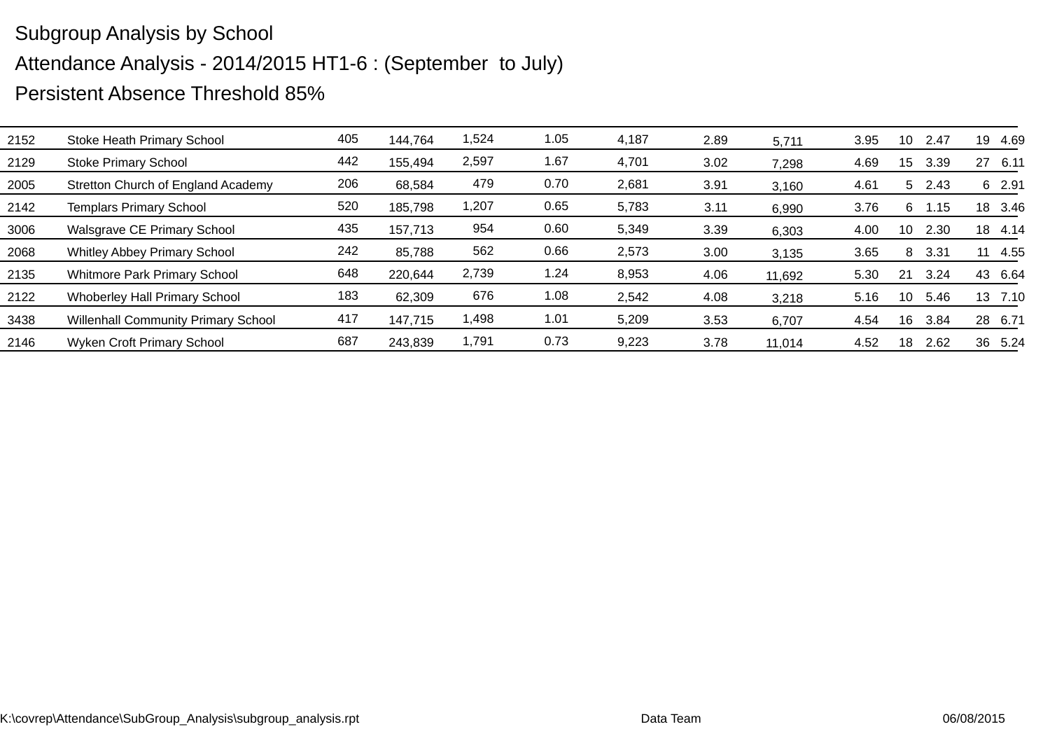Subgroup Analysis by School

Attendance Analysis - 2014/2015 HT1-6 : (September to July)

Persistent Absence Threshold 85%

| | | | | | | | | | | | | | |
|---|---|---|---|---|---|---|---|---|---|---|---|---|---|
| 2152 | Stoke Heath Primary School | 405 | 144,764 | 1,524 | 1.05 | 4,187 | 2.89 | 5,711 | 3.95 | 10 | 2.47 | 19 | 4.69 |
| 2129 | Stoke Primary School | 442 | 155,494 | 2,597 | 1.67 | 4,701 | 3.02 | 7,298 | 4.69 | 15 | 3.39 | 27 | 6.11 |
| 2005 | Stretton Church of England Academy | 206 | 68,584 | 479 | 0.70 | 2,681 | 3.91 | 3,160 | 4.61 | 5 | 2.43 | 6 | 2.91 |
| 2142 | Templars Primary School | 520 | 185,798 | 1,207 | 0.65 | 5,783 | 3.11 | 6,990 | 3.76 | 6 | 1.15 | 18 | 3.46 |
| 3006 | Walsgrave CE Primary School | 435 | 157,713 | 954 | 0.60 | 5,349 | 3.39 | 6,303 | 4.00 | 10 | 2.30 | 18 | 4.14 |
| 2068 | Whitley Abbey Primary School | 242 | 85,788 | 562 | 0.66 | 2,573 | 3.00 | 3,135 | 3.65 | 8 | 3.31 | 11 | 4.55 |
| 2135 | Whitmore Park Primary School | 648 | 220,644 | 2,739 | 1.24 | 8,953 | 4.06 | 11,692 | 5.30 | 21 | 3.24 | 43 | 6.64 |
| 2122 | Whoberley Hall Primary School | 183 | 62,309 | 676 | 1.08 | 2,542 | 4.08 | 3,218 | 5.16 | 10 | 5.46 | 13 | 7.10 |
| 3438 | Willenhall Community Primary School | 417 | 147,715 | 1,498 | 1.01 | 5,209 | 3.53 | 6,707 | 4.54 | 16 | 3.84 | 28 | 6.71 |
| 2146 | Wyken Croft Primary School | 687 | 243,839 | 1,791 | 0.73 | 9,223 | 3.78 | 11,014 | 4.52 | 18 | 2.62 | 36 | 5.24 |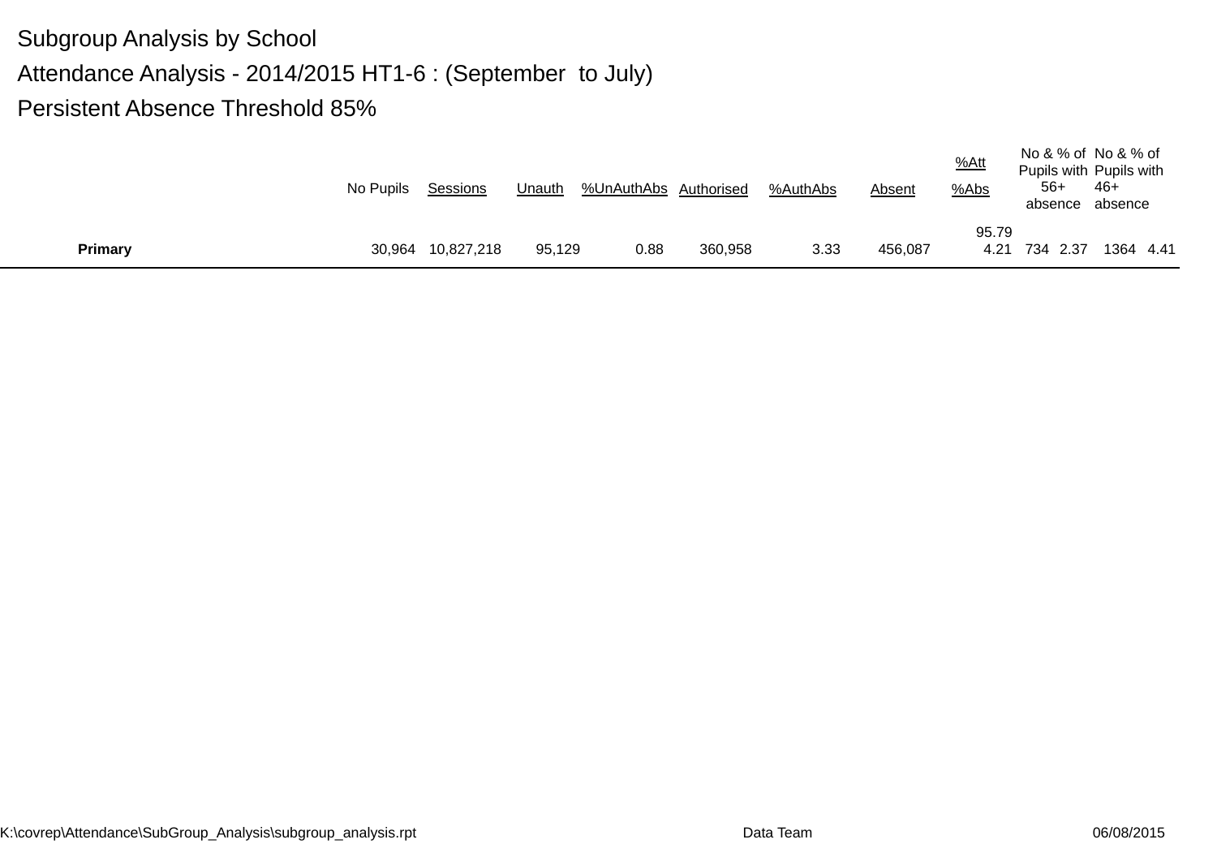Subgroup Analysis by School

Attendance Analysis - 2014/2015 HT1-6 : (September to July)

Persistent Absence Threshold 85%

| | No Pupils | Sessions | Unauth | %UnAuthAbs | Authorised | %AuthAbs | Absent | %Att %Abs | No & % of Pupils with 56+ absence | | No & % of Pupils with 46+ absence | |
|---|---|---|---|---|---|---|---|---|---|---|---|---|
| **Primary** | 30,964 | 10,827,218 | 95,129 | 0.88 | 360,958 | 3.33 | 456,087 | 95.79 4.21 | 734 | 2.37 | 1364 | 4.41 |

K:\covrep\Attendance\SubGroup_Analysis\subgroup_analysis.rpt Data Team 06/08/2015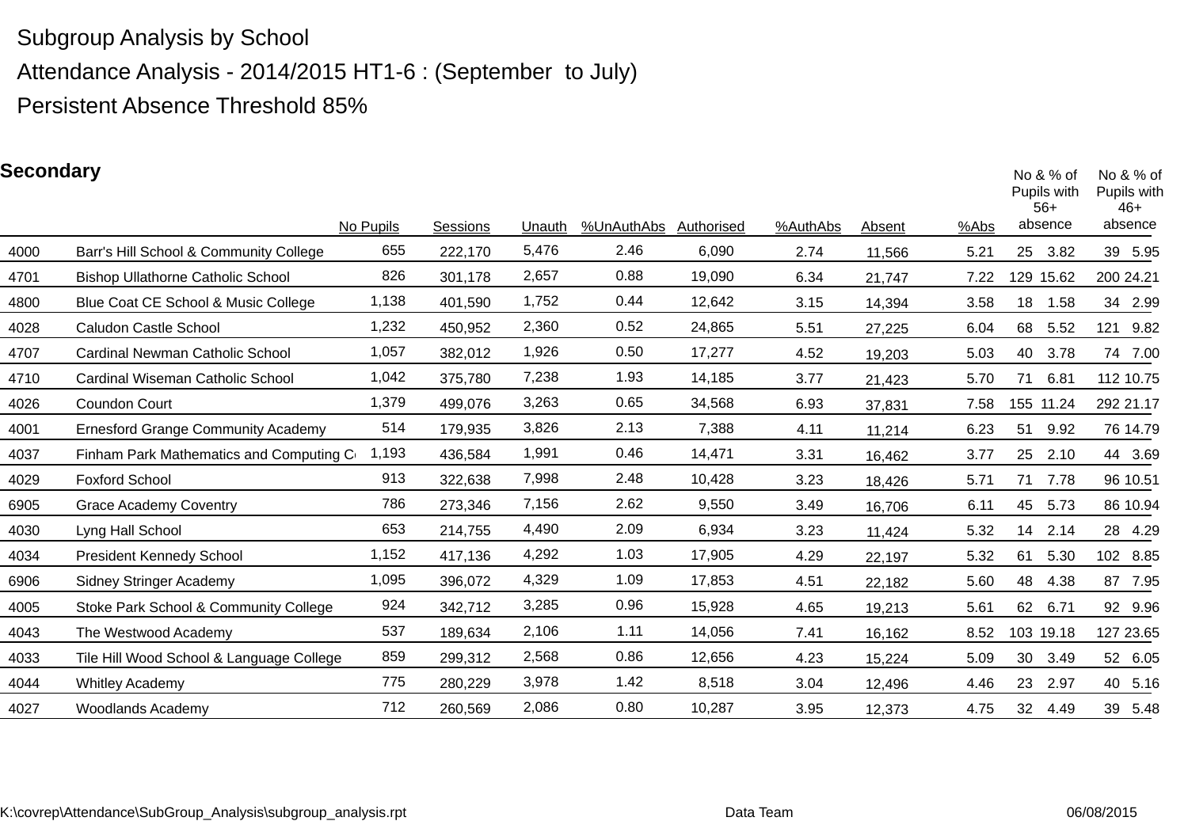Subgroup Analysis by School

Attendance Analysis - 2014/2015 HT1-6 : (September to July)

Persistent Absence Threshold 85%

## Secondary

| | | No Pupils | Sessions | Unauth | %UnAuthAbs | Authorised | %AuthAbs | Absent | %Abs | No & % of Pupils with 56+ absence | | No & % of Pupils with 46+ absence | |
|---|---|---|---|---|---|---|---|---|---|---|---|---|---|
| 4000 | Barr's Hill School & Community College | 655 | 222,170 | 5,476 | 2.46 | 6,090 | 2.74 | 11,566 | 5.21 | 25 | 3.82 | 39 | 5.95 |
| 4701 | Bishop Ullathorne Catholic School | 826 | 301,178 | 2,657 | 0.88 | 19,090 | 6.34 | 21,747 | 7.22 | 129 | 15.62 | 200 | 24.21 |
| 4800 | Blue Coat CE School & Music College | 1,138 | 401,590 | 1,752 | 0.44 | 12,642 | 3.15 | 14,394 | 3.58 | 18 | 1.58 | 34 | 2.99 |
| 4028 | Caludon Castle School | 1,232 | 450,952 | 2,360 | 0.52 | 24,865 | 5.51 | 27,225 | 6.04 | 68 | 5.52 | 121 | 9.82 |
| 4707 | Cardinal Newman Catholic School | 1,057 | 382,012 | 1,926 | 0.50 | 17,277 | 4.52 | 19,203 | 5.03 | 40 | 3.78 | 74 | 7.00 |
| 4710 | Cardinal Wiseman Catholic School | 1,042 | 375,780 | 7,238 | 1.93 | 14,185 | 3.77 | 21,423 | 5.70 | 71 | 6.81 | 112 | 10.75 |
| 4026 | Coundon Court | 1,379 | 499,076 | 3,263 | 0.65 | 34,568 | 6.93 | 37,831 | 7.58 | 155 | 11.24 | 292 | 21.17 |
| 4001 | Ernesford Grange Community Academy | 514 | 179,935 | 3,826 | 2.13 | 7,388 | 4.11 | 11,214 | 6.23 | 51 | 9.92 | 76 | 14.79 |
| 4037 | Finham Park Mathematics and Computing C | 1,193 | 436,584 | 1,991 | 0.46 | 14,471 | 3.31 | 16,462 | 3.77 | 25 | 2.10 | 44 | 3.69 |
| 4029 | Foxford School | 913 | 322,638 | 7,998 | 2.48 | 10,428 | 3.23 | 18,426 | 5.71 | 71 | 7.78 | 96 | 10.51 |
| 6905 | Grace Academy Coventry | 786 | 273,346 | 7,156 | 2.62 | 9,550 | 3.49 | 16,706 | 6.11 | 45 | 5.73 | 86 | 10.94 |
| 4030 | Lyng Hall School | 653 | 214,755 | 4,490 | 2.09 | 6,934 | 3.23 | 11,424 | 5.32 | 14 | 2.14 | 28 | 4.29 |
| 4034 | President Kennedy School | 1,152 | 417,136 | 4,292 | 1.03 | 17,905 | 4.29 | 22,197 | 5.32 | 61 | 5.30 | 102 | 8.85 |
| 6906 | Sidney Stringer Academy | 1,095 | 396,072 | 4,329 | 1.09 | 17,853 | 4.51 | 22,182 | 5.60 | 48 | 4.38 | 87 | 7.95 |
| 4005 | Stoke Park School & Community College | 924 | 342,712 | 3,285 | 0.96 | 15,928 | 4.65 | 19,213 | 5.61 | 62 | 6.71 | 92 | 9.96 |
| 4043 | The Westwood Academy | 537 | 189,634 | 2,106 | 1.11 | 14,056 | 7.41 | 16,162 | 8.52 | 103 | 19.18 | 127 | 23.65 |
| 4033 | Tile Hill Wood School & Language College | 859 | 299,312 | 2,568 | 0.86 | 12,656 | 4.23 | 15,224 | 5.09 | 30 | 3.49 | 52 | 6.05 |
| 4044 | Whitley Academy | 775 | 280,229 | 3,978 | 1.42 | 8,518 | 3.04 | 12,496 | 4.46 | 23 | 2.97 | 40 | 5.16 |
| 4027 | Woodlands Academy | 712 | 260,569 | 2,086 | 0.80 | 10,287 | 3.95 | 12,373 | 4.75 | 32 | 4.49 | 39 | 5.48 |

K:\covrep\Attendance\SubGroup_Analysis\subgroup_analysis.rpt Data Team 06/08/2015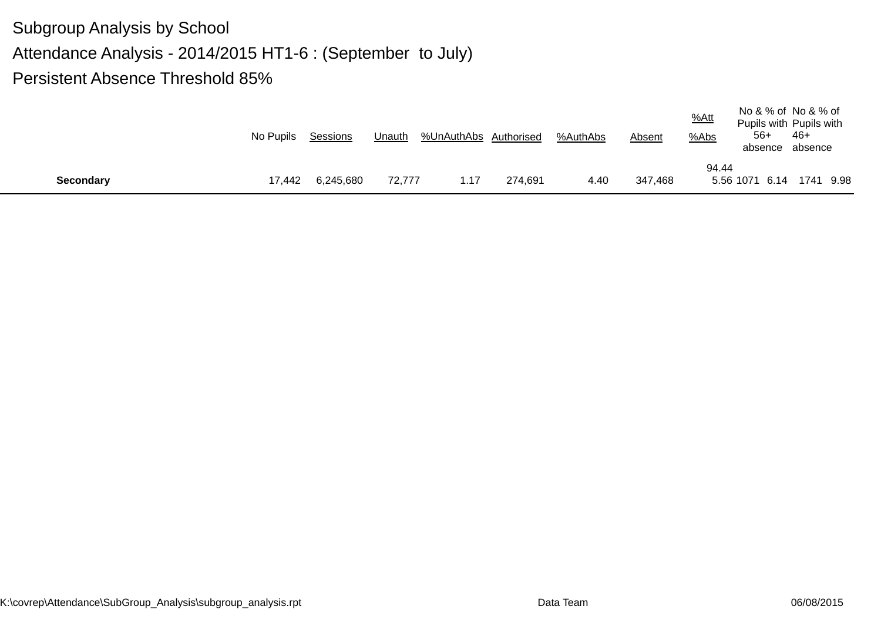Subgroup Analysis by School

Attendance Analysis - 2014/2015 HT1-6 : (September to July)

Persistent Absence Threshold 85%

| | No Pupils | Sessions | Unauth | %UnAuthAbs | Authorised | %AuthAbs | Absent | %Att %Abs | No & % of Pupils with 56+ absence | | No & % of Pupils with 46+ absence | |
|---|---|---|---|---|---|---|---|---|---|---|---|---|
| **Secondary** | 17,442 | 6,245,680 | 72,777 | 1.17 | 274,691 | 4.40 | 347,468 | 94.44 5.56 | 1071 | 6.14 | 1741 | 9.98 |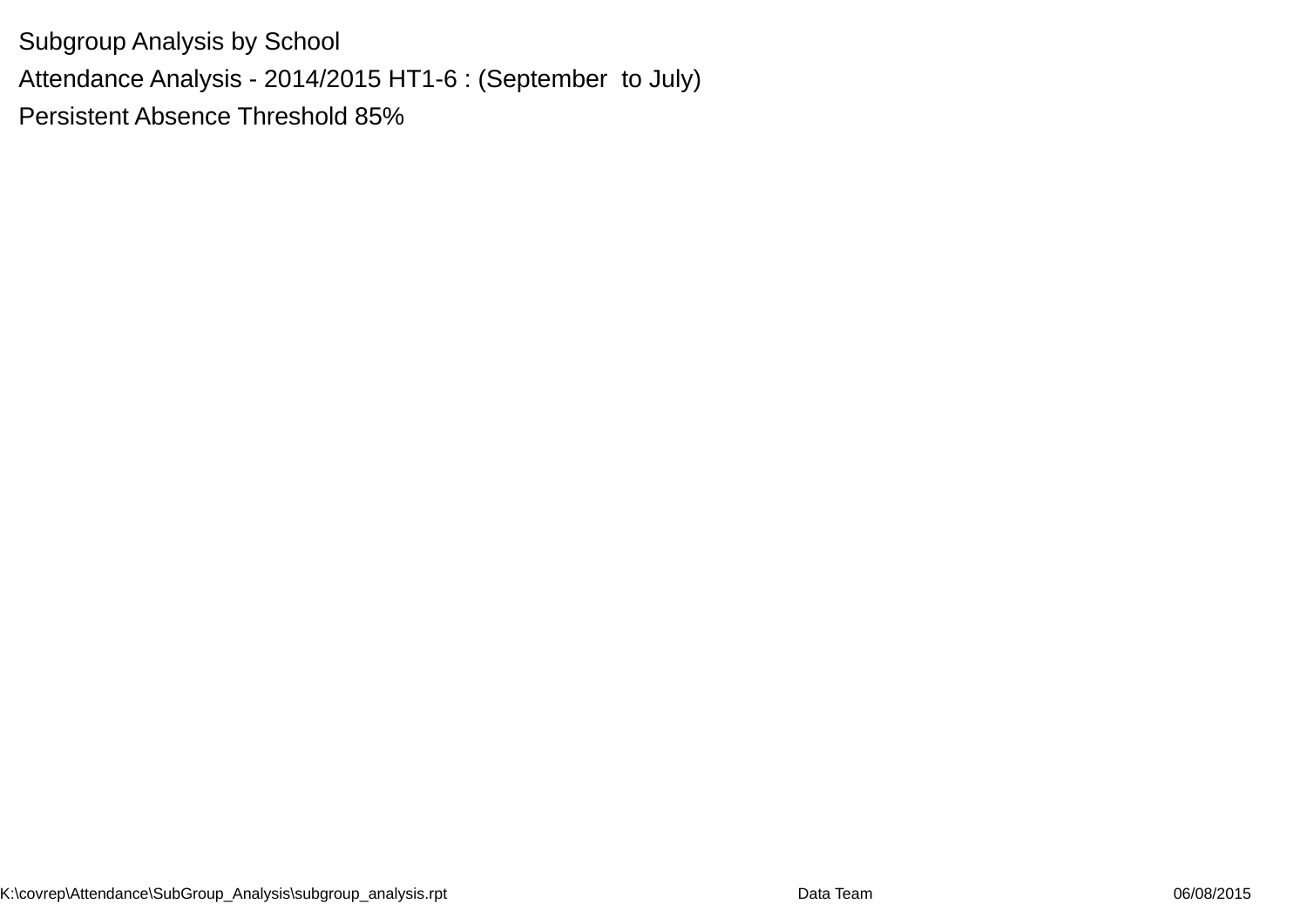Subgroup Analysis by School

Attendance Analysis - 2014/2015 HT1-6 : (September to July)

Persistent Absence Threshold 85%